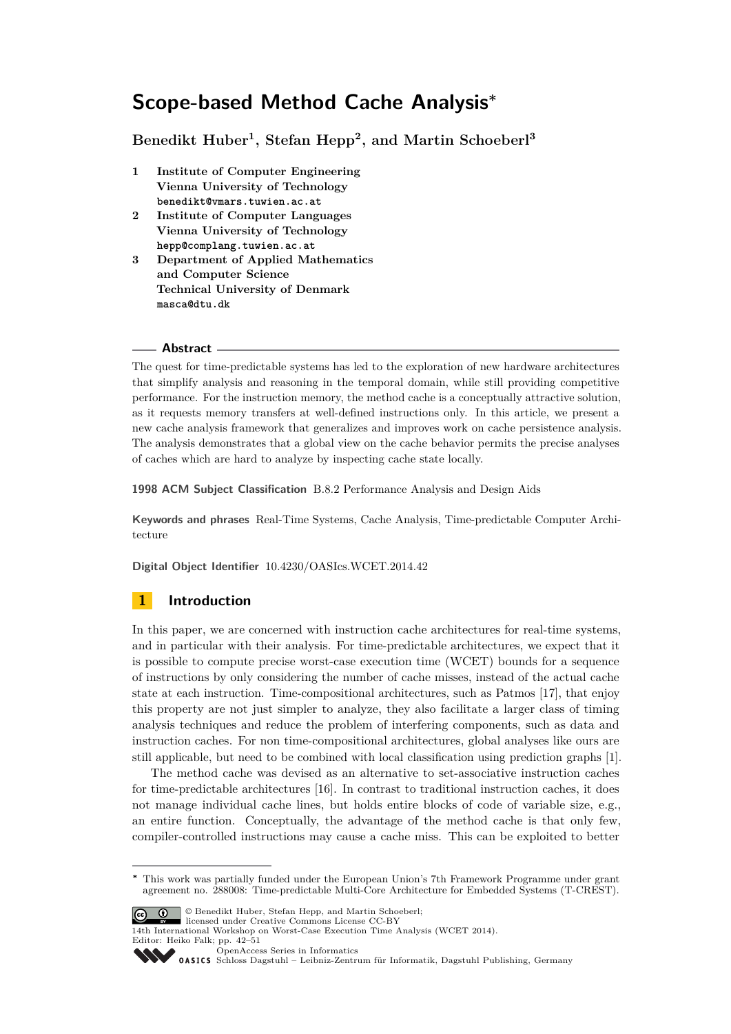# Scope-based Method Cache Analysis*

**Benedikt Huber[1], Stefan Hepp[2], and Martin Schoeberl[3]**

1 **Institute of Computer Engineering**
**Vienna University of Technology**
benedikt@vmars.tuwien.ac.at

2 **Institute of Computer Languages**
**Vienna University of Technology**
hepp@complang.tuwien.ac.at

3 **Department of Applied Mathematics and Computer Science**
**Technical University of Denmark**
masca@dtu.dk

## Abstract

The quest for time-predictable systems has led to the exploration of new hardware architectures that simplify analysis and reasoning in the temporal domain, while still providing competitive performance. For the instruction memory, the method cache is a conceptually attractive solution, as it requests memory transfers at well-defined instructions only. In this article, we present a new cache analysis framework that generalizes and improves work on cache persistence analysis. The analysis demonstrates that a global view on the cache behavior permits the precise analyses of caches which are hard to analyze by inspecting cache state locally.

**1998 ACM Subject Classification** B.8.2 Performance Analysis and Design Aids

**Keywords and phrases** Real-Time Systems, Cache Analysis, Time-predictable Computer Architecture

**Digital Object Identifier** 10.4230/OASIcs.WCET.2014.42

## 1 Introduction

In this paper, we are concerned with instruction cache architectures for real-time systems, and in particular with their analysis. For time-predictable architectures, we expect that it is possible to compute precise worst-case execution time (WCET) bounds for a sequence of instructions by only considering the number of cache misses, instead of the actual cache state at each instruction. Time-compositional architectures, such as Patmos [17], that enjoy this property are not just simpler to analyze, they also facilitate a larger class of timing analysis techniques and reduce the problem of interfering components, such as data and instruction caches. For non time-compositional architectures, global analyses like ours are still applicable, but need to be combined with local classification using prediction graphs [1].

The method cache was devised as an alternative to set-associative instruction caches for time-predictable architectures [16]. In contrast to traditional instruction caches, it does not manage individual cache lines, but holds entire blocks of code of variable size, e.g., an entire function. Conceptually, the advantage of the method cache is that only few, compiler-controlled instructions may cause a cache miss. This can be exploited to better

* This work was partially funded under the European Union's 7th Framework Programme under grant agreement no. 288008: Time-predictable Multi-Core Architecture for Embedded Systems (T-CREST).

© Benedikt Huber, Stefan Hepp, and Martin Schoeberl;
licensed under Creative Commons License CC-BY
14th International Workshop on Worst-Case Execution Time Analysis (WCET 2014).
Editor: Heiko Falk; pp. 42–51
OpenAccess Series in Informatics
Schloss Dagstuhl – Leibniz-Zentrum für Informatik, Dagstuhl Publishing, Germany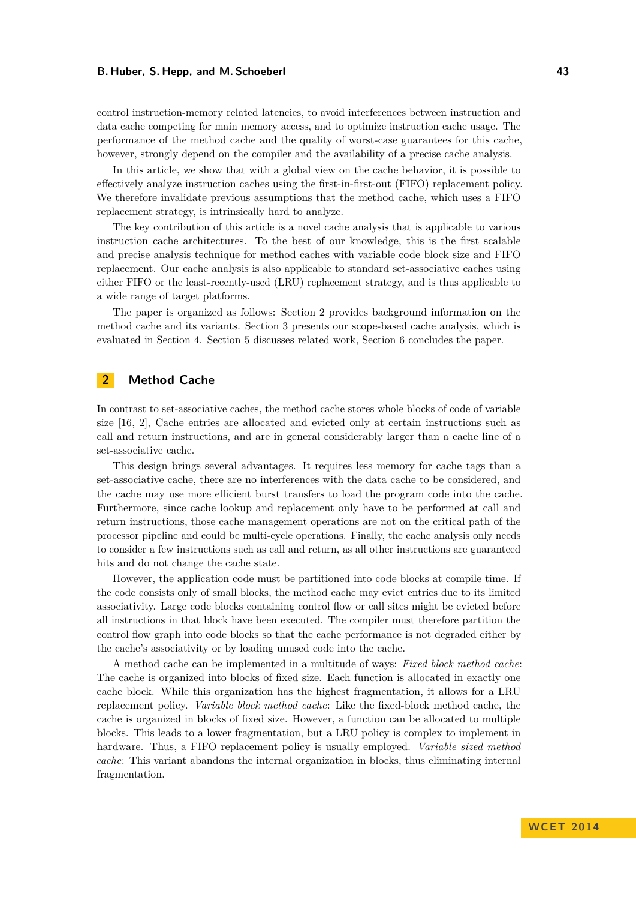control instruction-memory related latencies, to avoid interferences between instruction and data cache competing for main memory access, and to optimize instruction cache usage. The performance of the method cache and the quality of worst-case guarantees for this cache, however, strongly depend on the compiler and the availability of a precise cache analysis.

In this article, we show that with a global view on the cache behavior, it is possible to effectively analyze instruction caches using the first-in-first-out (FIFO) replacement policy. We therefore invalidate previous assumptions that the method cache, which uses a FIFO replacement strategy, is intrinsically hard to analyze.

The key contribution of this article is a novel cache analysis that is applicable to various instruction cache architectures. To the best of our knowledge, this is the first scalable and precise analysis technique for method caches with variable code block size and FIFO replacement. Our cache analysis is also applicable to standard set-associative caches using either FIFO or the least-recently-used (LRU) replacement strategy, and is thus applicable to a wide range of target platforms.

The paper is organized as follows: Section 2 provides background information on the method cache and its variants. Section 3 presents our scope-based cache analysis, which is evaluated in Section 4. Section 5 discusses related work, Section 6 concludes the paper.

## 2 Method Cache

In contrast to set-associative caches, the method cache stores whole blocks of code of variable size [16, 2], Cache entries are allocated and evicted only at certain instructions such as call and return instructions, and are in general considerably larger than a cache line of a set-associative cache.

This design brings several advantages. It requires less memory for cache tags than a set-associative cache, there are no interferences with the data cache to be considered, and the cache may use more efficient burst transfers to load the program code into the cache. Furthermore, since cache lookup and replacement only have to be performed at call and return instructions, those cache management operations are not on the critical path of the processor pipeline and could be multi-cycle operations. Finally, the cache analysis only needs to consider a few instructions such as call and return, as all other instructions are guaranteed hits and do not change the cache state.

However, the application code must be partitioned into code blocks at compile time. If the code consists only of small blocks, the method cache may evict entries due to its limited associativity. Large code blocks containing control flow or call sites might be evicted before all instructions in that block have been executed. The compiler must therefore partition the control flow graph into code blocks so that the cache performance is not degraded either by the cache's associativity or by loading unused code into the cache.

A method cache can be implemented in a multitude of ways: *Fixed block method cache*: The cache is organized into blocks of fixed size. Each function is allocated in exactly one cache block. While this organization has the highest fragmentation, it allows for a LRU replacement policy. *Variable block method cache*: Like the fixed-block method cache, the cache is organized in blocks of fixed size. However, a function can be allocated to multiple blocks. This leads to a lower fragmentation, but a LRU policy is complex to implement in hardware. Thus, a FIFO replacement policy is usually employed. *Variable sized method cache*: This variant abandons the internal organization in blocks, thus eliminating internal fragmentation.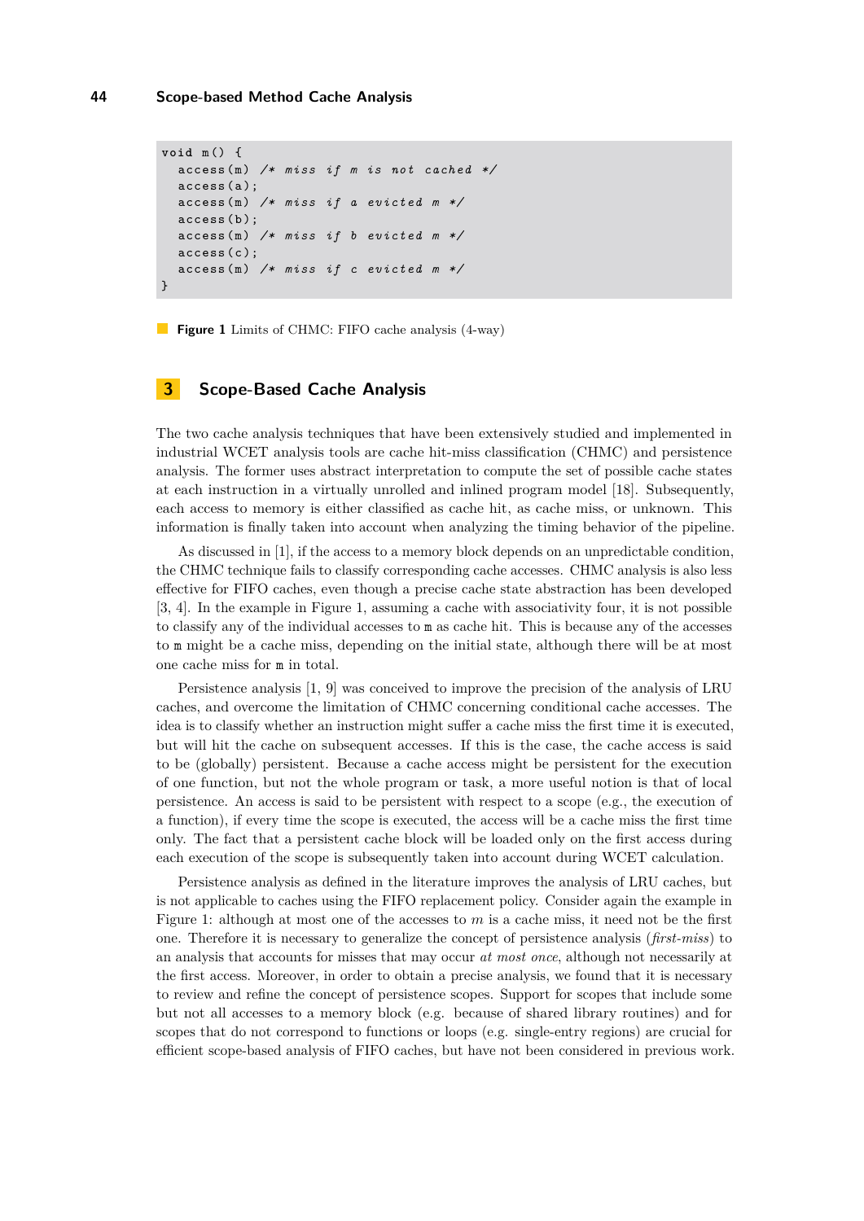```
void m() {
  access(m) /* miss if m is not cached */
  access(a);
  access(m) /* miss if a evicted m */
  access(b);
  access(m) /* miss if b evicted m */
  access(c);
  access(m) /* miss if c evicted m */
}
```

**Figure 1** Limits of CHMC: FIFO cache analysis (4-way)

## 3 Scope-Based Cache Analysis

The two cache analysis techniques that have been extensively studied and implemented in industrial WCET analysis tools are cache hit-miss classification (CHMC) and persistence analysis. The former uses abstract interpretation to compute the set of possible cache states at each instruction in a virtually unrolled and inlined program model [18]. Subsequently, each access to memory is either classified as cache hit, as cache miss, or unknown. This information is finally taken into account when analyzing the timing behavior of the pipeline.

As discussed in [1], if the access to a memory block depends on an unpredictable condition, the CHMC technique fails to classify corresponding cache accesses. CHMC analysis is also less effective for FIFO caches, even though a precise cache state abstraction has been developed [3, 4]. In the example in Figure 1, assuming a cache with associativity four, it is not possible to classify any of the individual accesses to `m` as cache hit. This is because any of the accesses to `m` might be a cache miss, depending on the initial state, although there will be at most one cache miss for `m` in total.

Persistence analysis [1, 9] was conceived to improve the precision of the analysis of LRU caches, and overcome the limitation of CHMC concerning conditional cache accesses. The idea is to classify whether an instruction might suffer a cache miss the first time it is executed, but will hit the cache on subsequent accesses. If this is the case, the cache access is said to be (globally) persistent. Because a cache access might be persistent for the execution of one function, but not the whole program or task, a more useful notion is that of local persistence. An access is said to be persistent with respect to a scope (e.g., the execution of a function), if every time the scope is executed, the access will be a cache miss the first time only. The fact that a persistent cache block will be loaded only on the first access during each execution of the scope is subsequently taken into account during WCET calculation.

Persistence analysis as defined in the literature improves the analysis of LRU caches, but is not applicable to caches using the FIFO replacement policy. Consider again the example in Figure 1: although at most one of the accesses to $m$ is a cache miss, it need not be the first one. Therefore it is necessary to generalize the concept of persistence analysis (*first-miss*) to an analysis that accounts for misses that may occur *at most once*, although not necessarily at the first access. Moreover, in order to obtain a precise analysis, we found that it is necessary to review and refine the concept of persistence scopes. Support for scopes that include some but not all accesses to a memory block (e.g. because of shared library routines) and for scopes that do not correspond to functions or loops (e.g. single-entry regions) are crucial for efficient scope-based analysis of FIFO caches, but have not been considered in previous work.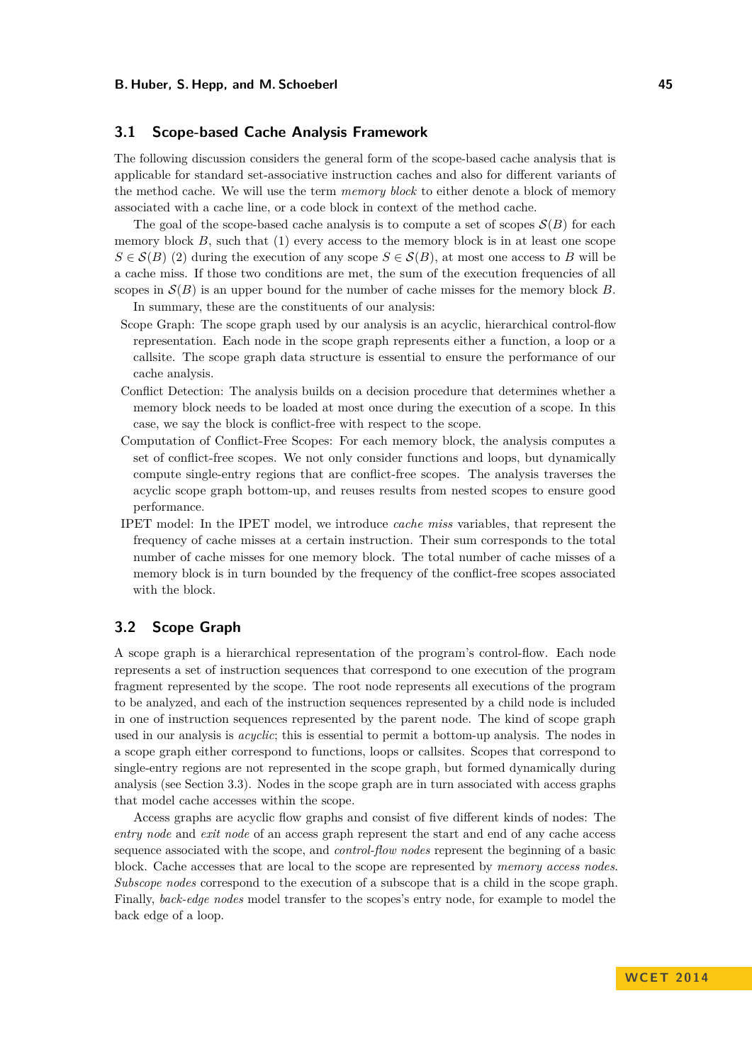## 3.1 Scope-based Cache Analysis Framework

The following discussion considers the general form of the scope-based cache analysis that is applicable for standard set-associative instruction caches and also for different variants of the method cache. We will use the term *memory block* to either denote a block of memory associated with a cache line, or a code block in context of the method cache.

The goal of the scope-based cache analysis is to compute a set of scopes $\mathcal{S}(B)$ for each memory block $B$, such that (1) every access to the memory block is in at least one scope $S \in \mathcal{S}(B)$ (2) during the execution of any scope $S \in \mathcal{S}(B)$, at most one access to $B$ will be a cache miss. If those two conditions are met, the sum of the execution frequencies of all scopes in $\mathcal{S}(B)$ is an upper bound for the number of cache misses for the memory block $B$.

In summary, these are the constituents of our analysis:

Scope Graph: The scope graph used by our analysis is an acyclic, hierarchical control-flow representation. Each node in the scope graph represents either a function, a loop or a callsite. The scope graph data structure is essential to ensure the performance of our cache analysis.

Conflict Detection: The analysis builds on a decision procedure that determines whether a memory block needs to be loaded at most once during the execution of a scope. In this case, we say the block is conflict-free with respect to the scope.

Computation of Conflict-Free Scopes: For each memory block, the analysis computes a set of conflict-free scopes. We not only consider functions and loops, but dynamically compute single-entry regions that are conflict-free scopes. The analysis traverses the acyclic scope graph bottom-up, and reuses results from nested scopes to ensure good performance.

IPET model: In the IPET model, we introduce *cache miss* variables, that represent the frequency of cache misses at a certain instruction. Their sum corresponds to the total number of cache misses for one memory block. The total number of cache misses of a memory block is in turn bounded by the frequency of the conflict-free scopes associated with the block.

## 3.2 Scope Graph

A scope graph is a hierarchical representation of the program's control-flow. Each node represents a set of instruction sequences that correspond to one execution of the program fragment represented by the scope. The root node represents all executions of the program to be analyzed, and each of the instruction sequences represented by a child node is included in one of instruction sequences represented by the parent node. The kind of scope graph used in our analysis is *acyclic*; this is essential to permit a bottom-up analysis. The nodes in a scope graph either correspond to functions, loops or callsites. Scopes that correspond to single-entry regions are not represented in the scope graph, but formed dynamically during analysis (see Section 3.3). Nodes in the scope graph are in turn associated with access graphs that model cache accesses within the scope.

Access graphs are acyclic flow graphs and consist of five different kinds of nodes: The *entry node* and *exit node* of an access graph represent the start and end of any cache access sequence associated with the scope, and *control-flow nodes* represent the beginning of a basic block. Cache accesses that are local to the scope are represented by *memory access nodes*. *Subscope nodes* correspond to the execution of a subscope that is a child in the scope graph. Finally, *back-edge nodes* model transfer to the scopes's entry node, for example to model the back edge of a loop.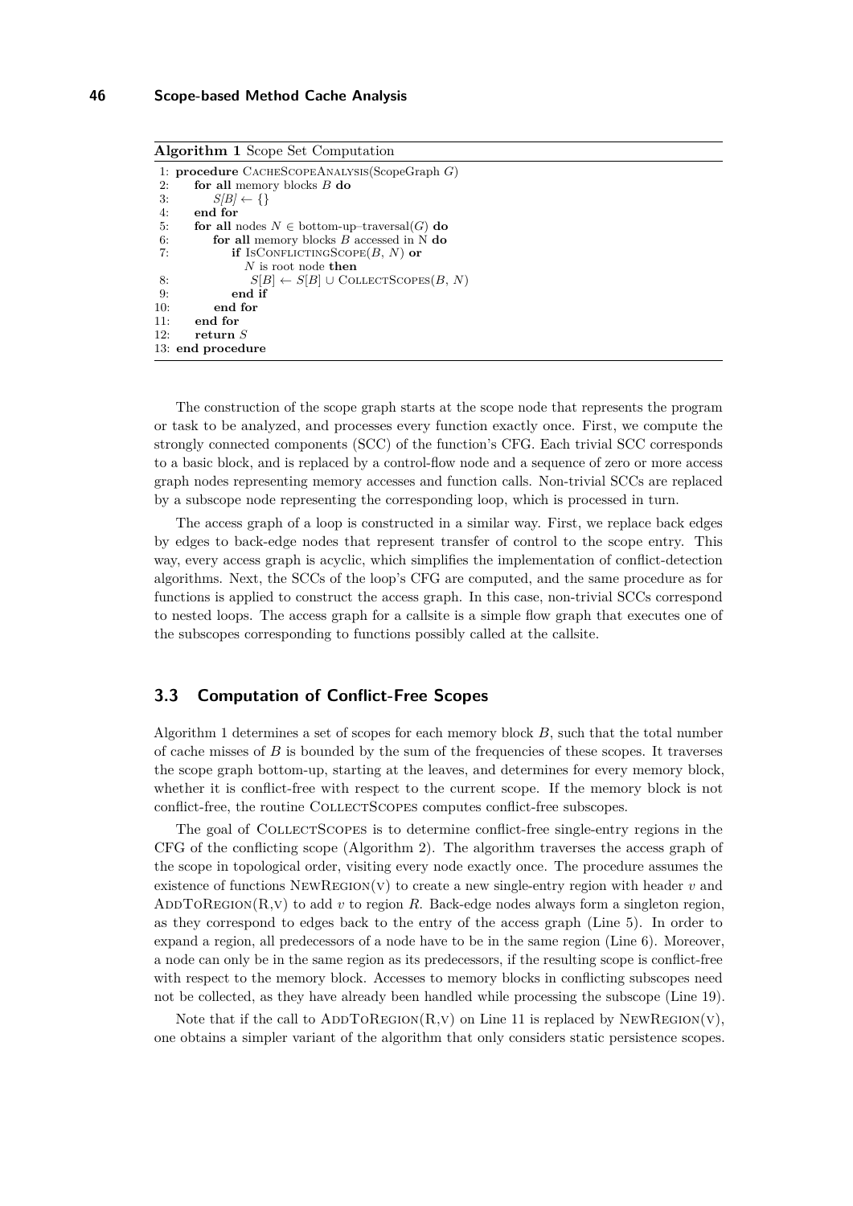**Algorithm 1** Scope Set Computation

```
 1: procedure CacheScopeAnalysis(ScopeGraph G)
 2:     for all memory blocks B do
 3:         S[B] ← {}
 4:     end for
 5:     for all nodes N ∈ bottom-up–traversal(G) do
 6:         for all memory blocks B accessed in N do
 7:             if IsConflictingScope(B, N) or
                   N is root node then
 8:                 S[B] ← S[B] ∪ CollectScopes(B, N)
 9:             end if
10:         end for
11:     end for
12:     return S
13: end procedure
```

The construction of the scope graph starts at the scope node that represents the program or task to be analyzed, and processes every function exactly once. First, we compute the strongly connected components (SCC) of the function's CFG. Each trivial SCC corresponds to a basic block, and is replaced by a control-flow node and a sequence of zero or more access graph nodes representing memory accesses and function calls. Non-trivial SCCs are replaced by a subscope node representing the corresponding loop, which is processed in turn.

The access graph of a loop is constructed in a similar way. First, we replace back edges by edges to back-edge nodes that represent transfer of control to the scope entry. This way, every access graph is acyclic, which simplifies the implementation of conflict-detection algorithms. Next, the SCCs of the loop's CFG are computed, and the same procedure as for functions is applied to construct the access graph. In this case, non-trivial SCCs correspond to nested loops. The access graph for a callsite is a simple flow graph that executes one of the subscopes corresponding to functions possibly called at the callsite.

## 3.3 Computation of Conflict-Free Scopes

Algorithm 1 determines a set of scopes for each memory block $B$, such that the total number of cache misses of $B$ is bounded by the sum of the frequencies of these scopes. It traverses the scope graph bottom-up, starting at the leaves, and determines for every memory block, whether it is conflict-free with respect to the current scope. If the memory block is not conflict-free, the routine CollectScopes computes conflict-free subscopes.

The goal of CollectScopes is to determine conflict-free single-entry regions in the CFG of the conflicting scope (Algorithm 2). The algorithm traverses the access graph of the scope in topological order, visiting every node exactly once. The procedure assumes the existence of functions NewRegion(v) to create a new single-entry region with header $v$ and AddToRegion(R,v) to add $v$ to region $R$. Back-edge nodes always form a singleton region, as they correspond to edges back to the entry of the access graph (Line 5). In order to expand a region, all predecessors of a node have to be in the same region (Line 6). Moreover, a node can only be in the same region as its predecessors, if the resulting scope is conflict-free with respect to the memory block. Accesses to memory blocks in conflicting subscopes need not be collected, as they have already been handled while processing the subscope (Line 19).

Note that if the call to AddToRegion(R,v) on Line 11 is replaced by NewRegion(v), one obtains a simpler variant of the algorithm that only considers static persistence scopes.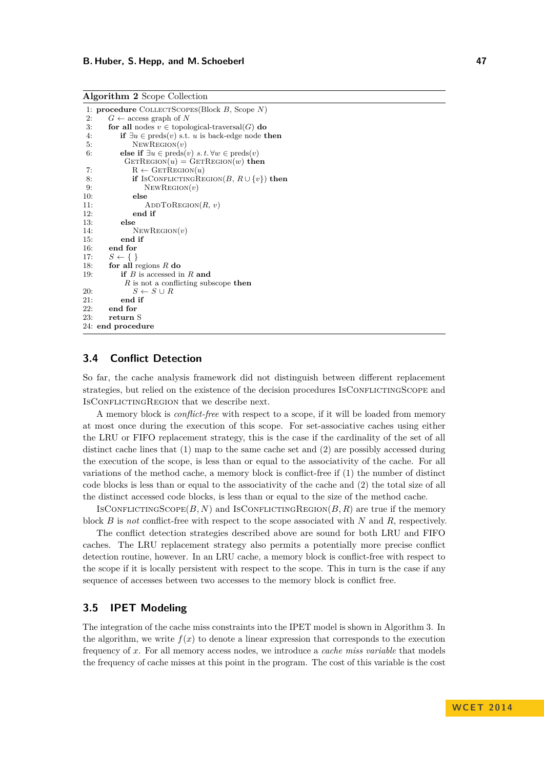**Algorithm 2** Scope Collection

```
1: procedure CollectScopes(Block B, Scope N)
2:     G ← access graph of N
3:     for all nodes v ∈ topological-traversal(G) do
4:         if ∃u ∈ preds(v) s.t. u is back-edge node then
5:             NewRegion(v)
6:         else if ∃u ∈ preds(v) s.t. ∀w ∈ preds(v)
           GetRegion(u) = GetRegion(w) then
7:             R ← GetRegion(u)
8:             if IsConflictingRegion(B, R ∪ {v}) then
9:                 NewRegion(v)
10:            else
11:                AddToRegion(R, v)
12:            end if
13:        else
14:            NewRegion(v)
15:        end if
16:    end for
17:    S ← { }
18:    for all regions R do
19:        if B is accessed in R and
           R is not a conflicting subscope then
20:            S ← S ∪ R
21:        end if
22:    end for
23:    return S
24: end procedure
```

### 3.4 Conflict Detection

So far, the cache analysis framework did not distinguish between different replacement strategies, but relied on the existence of the decision procedures IsConflictingScope and IsConflictingRegion that we describe next.

A memory block is *conflict-free* with respect to a scope, if it will be loaded from memory at most once during the execution of this scope. For set-associative caches using either the LRU or FIFO replacement strategy, this is the case if the cardinality of the set of all distinct cache lines that (1) map to the same cache set and (2) are possibly accessed during the execution of the scope, is less than or equal to the associativity of the cache. For all variations of the method cache, a memory block is conflict-free if (1) the number of distinct code blocks is less than or equal to the associativity of the cache and (2) the total size of all the distinct accessed code blocks, is less than or equal to the size of the method cache.

IsConflictingScope$(B, N)$ and IsConflictingRegion$(B, R)$ are true if the memory block $B$ is *not* conflict-free with respect to the scope associated with $N$ and $R$, respectively.

The conflict detection strategies described above are sound for both LRU and FIFO caches. The LRU replacement strategy also permits a potentially more precise conflict detection routine, however. In an LRU cache, a memory block is conflict-free with respect to the scope if it is locally persistent with respect to the scope. This in turn is the case if any sequence of accesses between two accesses to the memory block is conflict free.

### 3.5 IPET Modeling

The integration of the cache miss constraints into the IPET model is shown in Algorithm 3. In the algorithm, we write $f(x)$ to denote a linear expression that corresponds to the execution frequency of $x$. For all memory access nodes, we introduce a *cache miss variable* that models the frequency of cache misses at this point in the program. The cost of this variable is the cost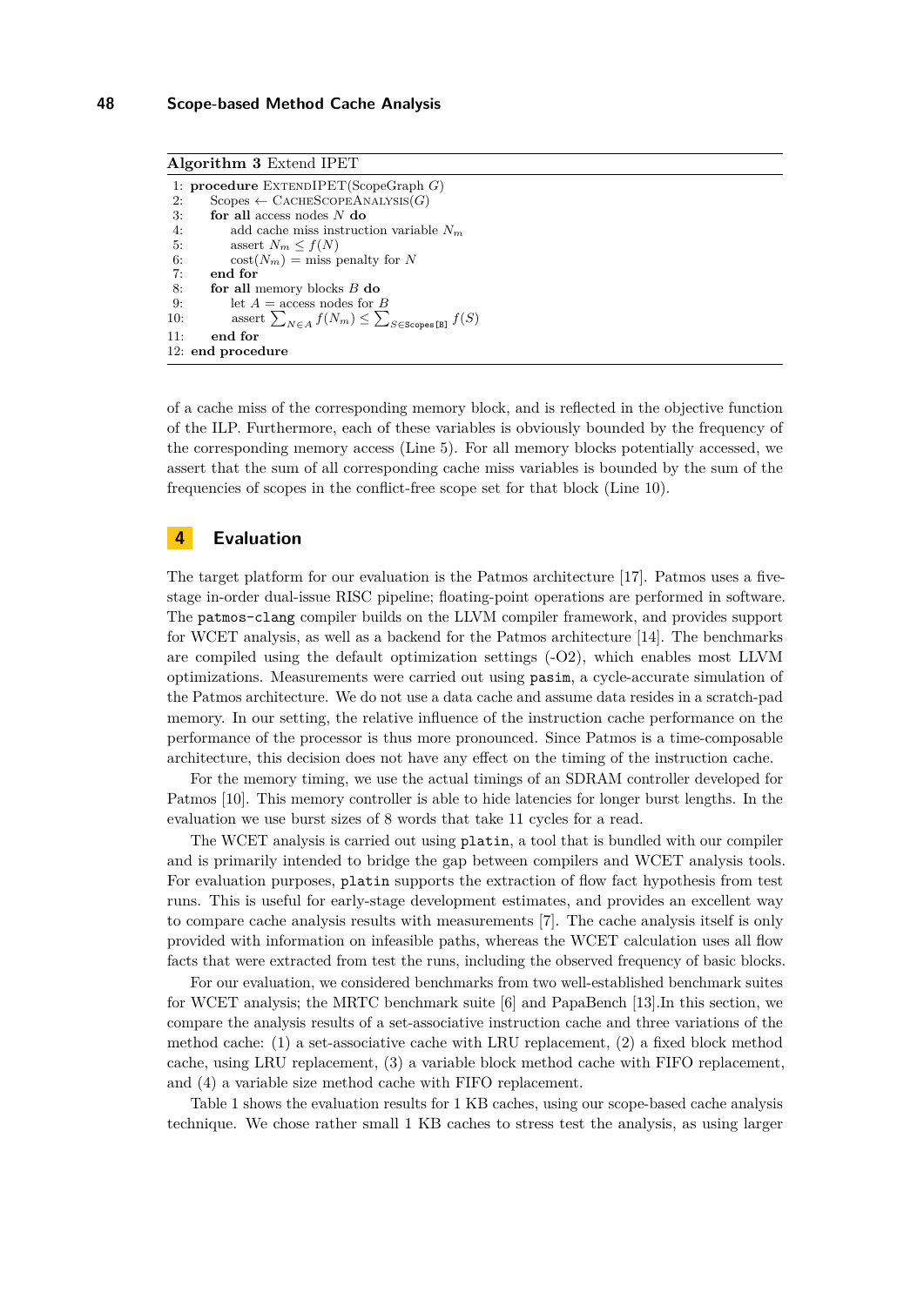**Algorithm 3** Extend IPET

```
1: procedure ExtendIPET(ScopeGraph G)
2:     Scopes ← CacheScopeAnalysis(G)
3:     for all access nodes N do
4:         add cache miss instruction variable N_m
5:         assert N_m ≤ f(N)
6:         cost(N_m) = miss penalty for N
7:     end for
8:     for all memory blocks B do
9:         let A = access nodes for B
10:        assert ∑_{N∈A} f(N_m) ≤ ∑_{S∈Scopes[B]} f(S)
11:    end for
12: end procedure
```

of a cache miss of the corresponding memory block, and is reflected in the objective function of the ILP. Furthermore, each of these variables is obviously bounded by the frequency of the corresponding memory access (Line 5). For all memory blocks potentially accessed, we assert that the sum of all corresponding cache miss variables is bounded by the sum of the frequencies of scopes in the conflict-free scope set for that block (Line 10).

# 4 Evaluation

The target platform for our evaluation is the Patmos architecture [17]. Patmos uses a five-stage in-order dual-issue RISC pipeline; floating-point operations are performed in software. The `patmos-clang` compiler builds on the LLVM compiler framework, and provides support for WCET analysis, as well as a backend for the Patmos architecture [14]. The benchmarks are compiled using the default optimization settings (-O2), which enables most LLVM optimizations. Measurements were carried out using `pasim`, a cycle-accurate simulation of the Patmos architecture. We do not use a data cache and assume data resides in a scratch-pad memory. In our setting, the relative influence of the instruction cache performance on the performance of the processor is thus more pronounced. Since Patmos is a time-composable architecture, this decision does not have any effect on the timing of the instruction cache.

For the memory timing, we use the actual timings of an SDRAM controller developed for Patmos [10]. This memory controller is able to hide latencies for longer burst lengths. In the evaluation we use burst sizes of 8 words that take 11 cycles for a read.

The WCET analysis is carried out using `platin`, a tool that is bundled with our compiler and is primarily intended to bridge the gap between compilers and WCET analysis tools. For evaluation purposes, `platin` supports the extraction of flow fact hypothesis from test runs. This is useful for early-stage development estimates, and provides an excellent way to compare cache analysis results with measurements [7]. The cache analysis itself is only provided with information on infeasible paths, whereas the WCET calculation uses all flow facts that were extracted from test the runs, including the observed frequency of basic blocks.

For our evaluation, we considered benchmarks from two well-established benchmark suites for WCET analysis; the MRTC benchmark suite [6] and PapaBench [13].In this section, we compare the analysis results of a set-associative instruction cache and three variations of the method cache: (1) a set-associative cache with LRU replacement, (2) a fixed block method cache, using LRU replacement, (3) a variable block method cache with FIFO replacement, and (4) a variable size method cache with FIFO replacement.

Table 1 shows the evaluation results for 1 KB caches, using our scope-based cache analysis technique. We chose rather small 1 KB caches to stress test the analysis, as using larger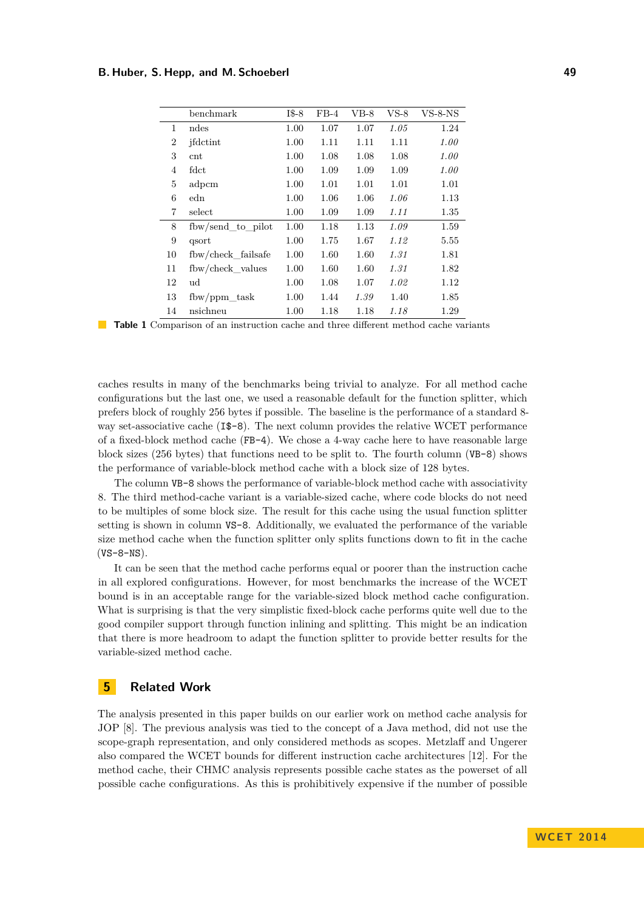|  | benchmark | I$-8 | FB-4 | VB-8 | VS-8 | VS-8-NS |
|---|---|---|---|---|---|---|
| 1 | ndes | 1.00 | 1.07 | 1.07 | *1.05* | 1.24 |
| 2 | jfdctint | 1.00 | 1.11 | 1.11 | 1.11 | *1.00* |
| 3 | cnt | 1.00 | 1.08 | 1.08 | 1.08 | *1.00* |
| 4 | fdct | 1.00 | 1.09 | 1.09 | 1.09 | *1.00* |
| 5 | adpcm | 1.00 | 1.01 | 1.01 | 1.01 | 1.01 |
| 6 | edn | 1.00 | 1.06 | 1.06 | *1.06* | 1.13 |
| 7 | select | 1.00 | 1.09 | 1.09 | *1.11* | 1.35 |
| 8 | fbw/send_to_pilot | 1.00 | 1.18 | 1.13 | *1.09* | 1.59 |
| 9 | qsort | 1.00 | 1.75 | 1.67 | *1.12* | 5.55 |
| 10 | fbw/check_failsafe | 1.00 | 1.60 | 1.60 | *1.31* | 1.81 |
| 11 | fbw/check_values | 1.00 | 1.60 | 1.60 | *1.31* | 1.82 |
| 12 | ud | 1.00 | 1.08 | 1.07 | *1.02* | 1.12 |
| 13 | fbw/ppm_task | 1.00 | 1.44 | *1.39* | 1.40 | 1.85 |
| 14 | nsichneu | 1.00 | 1.18 | 1.18 | *1.18* | 1.29 |

**Table 1** Comparison of an instruction cache and three different method cache variants

caches results in many of the benchmarks being trivial to analyze. For all method cache configurations but the last one, we used a reasonable default for the function splitter, which prefers block of roughly 256 bytes if possible. The baseline is the performance of a standard 8-way set-associative cache (`I$-8`). The next column provides the relative WCET performance of a fixed-block method cache (`FB-4`). We chose a 4-way cache here to have reasonable large block sizes (256 bytes) that functions need to be split to. The fourth column (`VB-8`) shows the performance of variable-block method cache with a block size of 128 bytes.

The column `VB-8` shows the performance of variable-block method cache with associativity 8. The third method-cache variant is a variable-sized cache, where code blocks do not need to be multiples of some block size. The result for this cache using the usual function splitter setting is shown in column `VS-8`. Additionally, we evaluated the performance of the variable size method cache when the function splitter only splits functions down to fit in the cache (`VS-8-NS`).

It can be seen that the method cache performs equal or poorer than the instruction cache in all explored configurations. However, for most benchmarks the increase of the WCET bound is in an acceptable range for the variable-sized block method cache configuration. What is surprising is that the very simplistic fixed-block cache performs quite well due to the good compiler support through function inlining and splitting. This might be an indication that there is more headroom to adapt the function splitter to provide better results for the variable-sized method cache.

## 5 Related Work

The analysis presented in this paper builds on our earlier work on method cache analysis for JOP [8]. The previous analysis was tied to the concept of a Java method, did not use the scope-graph representation, and only considered methods as scopes. Metzlaff and Ungerer also compared the WCET bounds for different instruction cache architectures [12]. For the method cache, their CHMC analysis represents possible cache states as the powerset of all possible cache configurations. As this is prohibitively expensive if the number of possible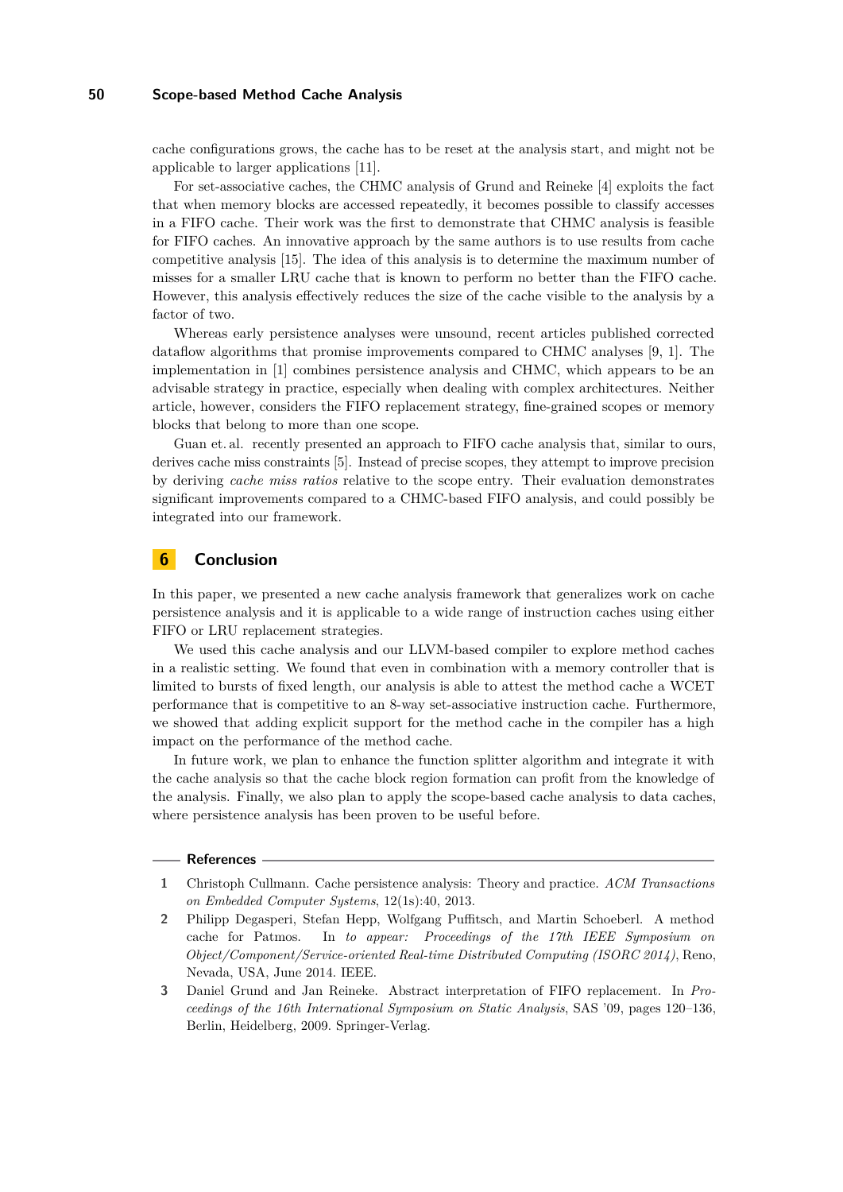cache configurations grows, the cache has to be reset at the analysis start, and might not be applicable to larger applications [11].

For set-associative caches, the CHMC analysis of Grund and Reineke [4] exploits the fact that when memory blocks are accessed repeatedly, it becomes possible to classify accesses in a FIFO cache. Their work was the first to demonstrate that CHMC analysis is feasible for FIFO caches. An innovative approach by the same authors is to use results from cache competitive analysis [15]. The idea of this analysis is to determine the maximum number of misses for a smaller LRU cache that is known to perform no better than the FIFO cache. However, this analysis effectively reduces the size of the cache visible to the analysis by a factor of two.

Whereas early persistence analyses were unsound, recent articles published corrected dataflow algorithms that promise improvements compared to CHMC analyses [9, 1]. The implementation in [1] combines persistence analysis and CHMC, which appears to be an advisable strategy in practice, especially when dealing with complex architectures. Neither article, however, considers the FIFO replacement strategy, fine-grained scopes or memory blocks that belong to more than one scope.

Guan et. al. recently presented an approach to FIFO cache analysis that, similar to ours, derives cache miss constraints [5]. Instead of precise scopes, they attempt to improve precision by deriving *cache miss ratios* relative to the scope entry. Their evaluation demonstrates significant improvements compared to a CHMC-based FIFO analysis, and could possibly be integrated into our framework.

## 6 Conclusion

In this paper, we presented a new cache analysis framework that generalizes work on cache persistence analysis and it is applicable to a wide range of instruction caches using either FIFO or LRU replacement strategies.

We used this cache analysis and our LLVM-based compiler to explore method caches in a realistic setting. We found that even in combination with a memory controller that is limited to bursts of fixed length, our analysis is able to attest the method cache a WCET performance that is competitive to an 8-way set-associative instruction cache. Furthermore, we showed that adding explicit support for the method cache in the compiler has a high impact on the performance of the method cache.

In future work, we plan to enhance the function splitter algorithm and integrate it with the cache analysis so that the cache block region formation can profit from the knowledge of the analysis. Finally, we also plan to apply the scope-based cache analysis to data caches, where persistence analysis has been proven to be useful before.

### References

1. Christoph Cullmann. Cache persistence analysis: Theory and practice. *ACM Transactions on Embedded Computer Systems*, 12(1s):40, 2013.
2. Philipp Degasperi, Stefan Hepp, Wolfgang Puffitsch, and Martin Schoeberl. A method cache for Patmos. In *to appear: Proceedings of the 17th IEEE Symposium on Object/Component/Service-oriented Real-time Distributed Computing (ISORC 2014)*, Reno, Nevada, USA, June 2014. IEEE.
3. Daniel Grund and Jan Reineke. Abstract interpretation of FIFO replacement. In *Proceedings of the 16th International Symposium on Static Analysis*, SAS '09, pages 120–136, Berlin, Heidelberg, 2009. Springer-Verlag.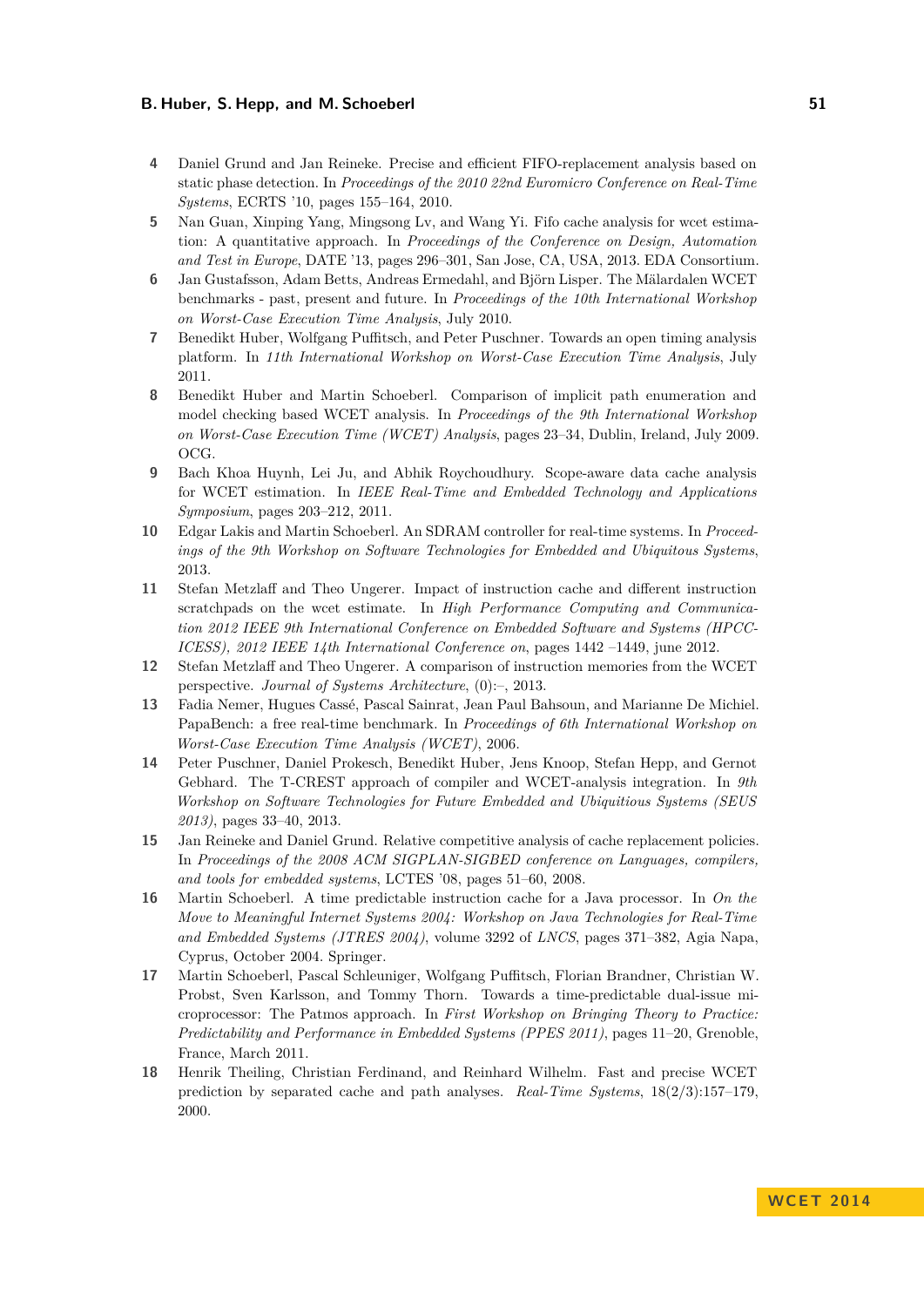4. Daniel Grund and Jan Reineke. Precise and efficient FIFO-replacement analysis based on static phase detection. In *Proceedings of the 2010 22nd Euromicro Conference on Real-Time Systems*, ECRTS '10, pages 155–164, 2010.
5. Nan Guan, Xinping Yang, Mingsong Lv, and Wang Yi. Fifo cache analysis for wcet estimation: A quantitative approach. In *Proceedings of the Conference on Design, Automation and Test in Europe*, DATE '13, pages 296–301, San Jose, CA, USA, 2013. EDA Consortium.
6. Jan Gustafsson, Adam Betts, Andreas Ermedahl, and Björn Lisper. The Mälardalen WCET benchmarks - past, present and future. In *Proceedings of the 10th International Workshop on Worst-Case Execution Time Analysis*, July 2010.
7. Benedikt Huber, Wolfgang Puffitsch, and Peter Puschner. Towards an open timing analysis platform. In *11th International Workshop on Worst-Case Execution Time Analysis*, July 2011.
8. Benedikt Huber and Martin Schoeberl. Comparison of implicit path enumeration and model checking based WCET analysis. In *Proceedings of the 9th International Workshop on Worst-Case Execution Time (WCET) Analysis*, pages 23–34, Dublin, Ireland, July 2009. OCG.
9. Bach Khoa Huynh, Lei Ju, and Abhik Roychoudhury. Scope-aware data cache analysis for WCET estimation. In *IEEE Real-Time and Embedded Technology and Applications Symposium*, pages 203–212, 2011.
10. Edgar Lakis and Martin Schoeberl. An SDRAM controller for real-time systems. In *Proceedings of the 9th Workshop on Software Technologies for Embedded and Ubiquitous Systems*, 2013.
11. Stefan Metzlaff and Theo Ungerer. Impact of instruction cache and different instruction scratchpads on the wcet estimate. In *High Performance Computing and Communication 2012 IEEE 9th International Conference on Embedded Software and Systems (HPCC-ICESS), 2012 IEEE 14th International Conference on*, pages 1442 –1449, june 2012.
12. Stefan Metzlaff and Theo Ungerer. A comparison of instruction memories from the WCET perspective. *Journal of Systems Architecture*, (0):–, 2013.
13. Fadia Nemer, Hugues Cassé, Pascal Sainrat, Jean Paul Bahsoun, and Marianne De Michiel. PapaBench: a free real-time benchmark. In *Proceedings of 6th International Workshop on Worst-Case Execution Time Analysis (WCET)*, 2006.
14. Peter Puschner, Daniel Prokesch, Benedikt Huber, Jens Knoop, Stefan Hepp, and Gernot Gebhard. The T-CREST approach of compiler and WCET-analysis integration. In *9th Workshop on Software Technologies for Future Embedded and Ubiquitious Systems (SEUS 2013)*, pages 33–40, 2013.
15. Jan Reineke and Daniel Grund. Relative competitive analysis of cache replacement policies. In *Proceedings of the 2008 ACM SIGPLAN-SIGBED conference on Languages, compilers, and tools for embedded systems*, LCTES '08, pages 51–60, 2008.
16. Martin Schoeberl. A time predictable instruction cache for a Java processor. In *On the Move to Meaningful Internet Systems 2004: Workshop on Java Technologies for Real-Time and Embedded Systems (JTRES 2004)*, volume 3292 of *LNCS*, pages 371–382, Agia Napa, Cyprus, October 2004. Springer.
17. Martin Schoeberl, Pascal Schleuniger, Wolfgang Puffitsch, Florian Brandner, Christian W. Probst, Sven Karlsson, and Tommy Thorn. Towards a time-predictable dual-issue microprocessor: The Patmos approach. In *First Workshop on Bringing Theory to Practice: Predictability and Performance in Embedded Systems (PPES 2011)*, pages 11–20, Grenoble, France, March 2011.
18. Henrik Theiling, Christian Ferdinand, and Reinhard Wilhelm. Fast and precise WCET prediction by separated cache and path analyses. *Real-Time Systems*, 18(2/3):157–179, 2000.